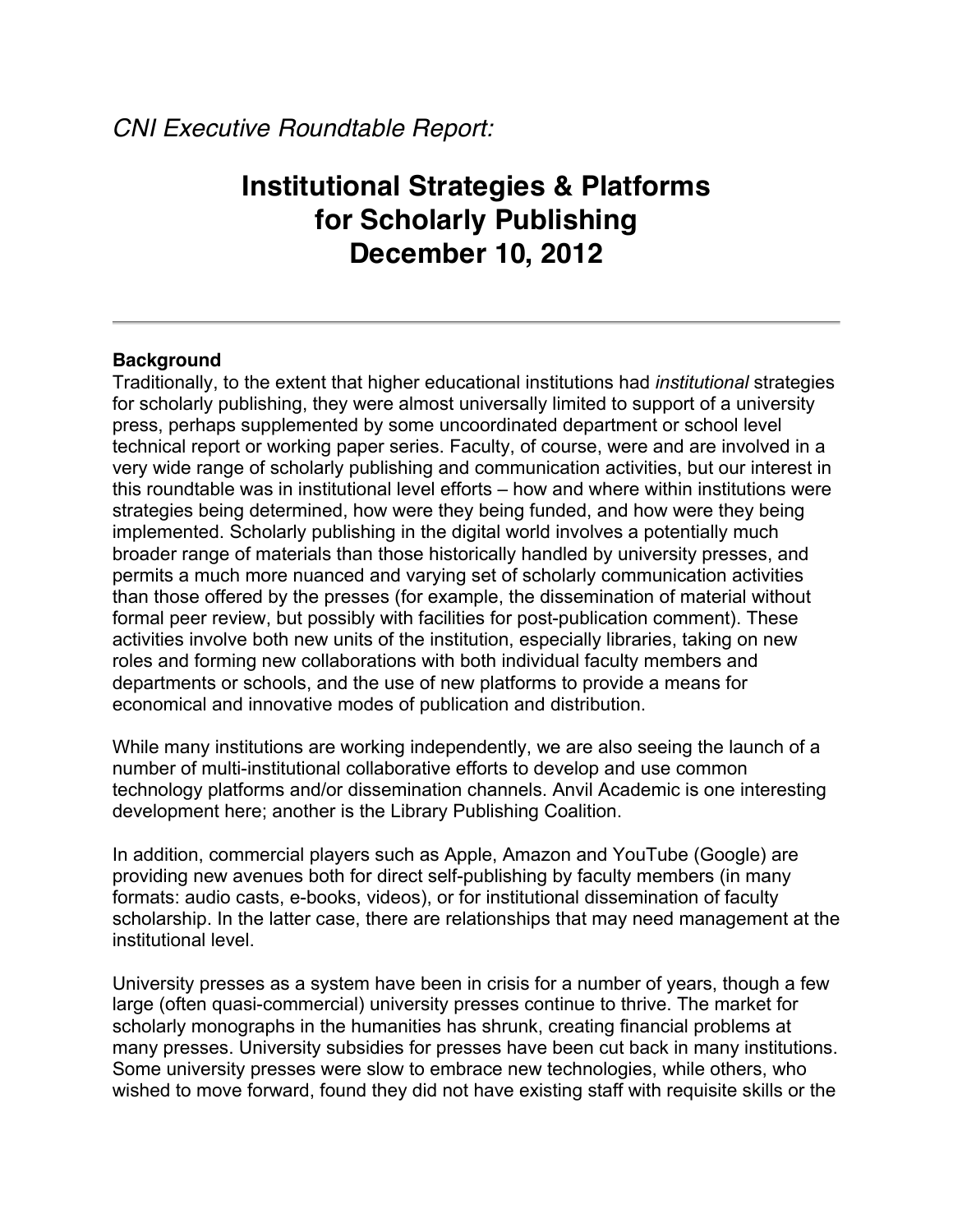*CNI Executive Roundtable Report:*

# Institutional Strategies & Platforms for Scholarly Publishing December 10, 2012

---

**Background**

Traditionally, to the extent that higher educational institutions had *institutional* strategies for scholarly publishing, they were almost universally limited to support of a university press, perhaps supplemented by some uncoordinated department or school level technical report or working paper series. Faculty, of course, were and are involved in a very wide range of scholarly publishing and communication activities, but our interest in this roundtable was in institutional level efforts – how and where within institutions were strategies being determined, how were they being funded, and how were they being implemented. Scholarly publishing in the digital world involves a potentially much broader range of materials than those historically handled by university presses, and permits a much more nuanced and varying set of scholarly communication activities than those offered by the presses (for example, the dissemination of material without formal peer review, but possibly with facilities for post-publication comment). These activities involve both new units of the institution, especially libraries, taking on new roles and forming new collaborations with both individual faculty members and departments or schools, and the use of new platforms to provide a means for economical and innovative modes of publication and distribution.

While many institutions are working independently, we are also seeing the launch of a number of multi-institutional collaborative efforts to develop and use common technology platforms and/or dissemination channels. Anvil Academic is one interesting development here; another is the Library Publishing Coalition.

In addition, commercial players such as Apple, Amazon and YouTube (Google) are providing new avenues both for direct self-publishing by faculty members (in many formats: audio casts, e-books, videos), or for institutional dissemination of faculty scholarship. In the latter case, there are relationships that may need management at the institutional level.

University presses as a system have been in crisis for a number of years, though a few large (often quasi-commercial) university presses continue to thrive. The market for scholarly monographs in the humanities has shrunk, creating financial problems at many presses. University subsidies for presses have been cut back in many institutions. Some university presses were slow to embrace new technologies, while others, who wished to move forward, found they did not have existing staff with requisite skills or the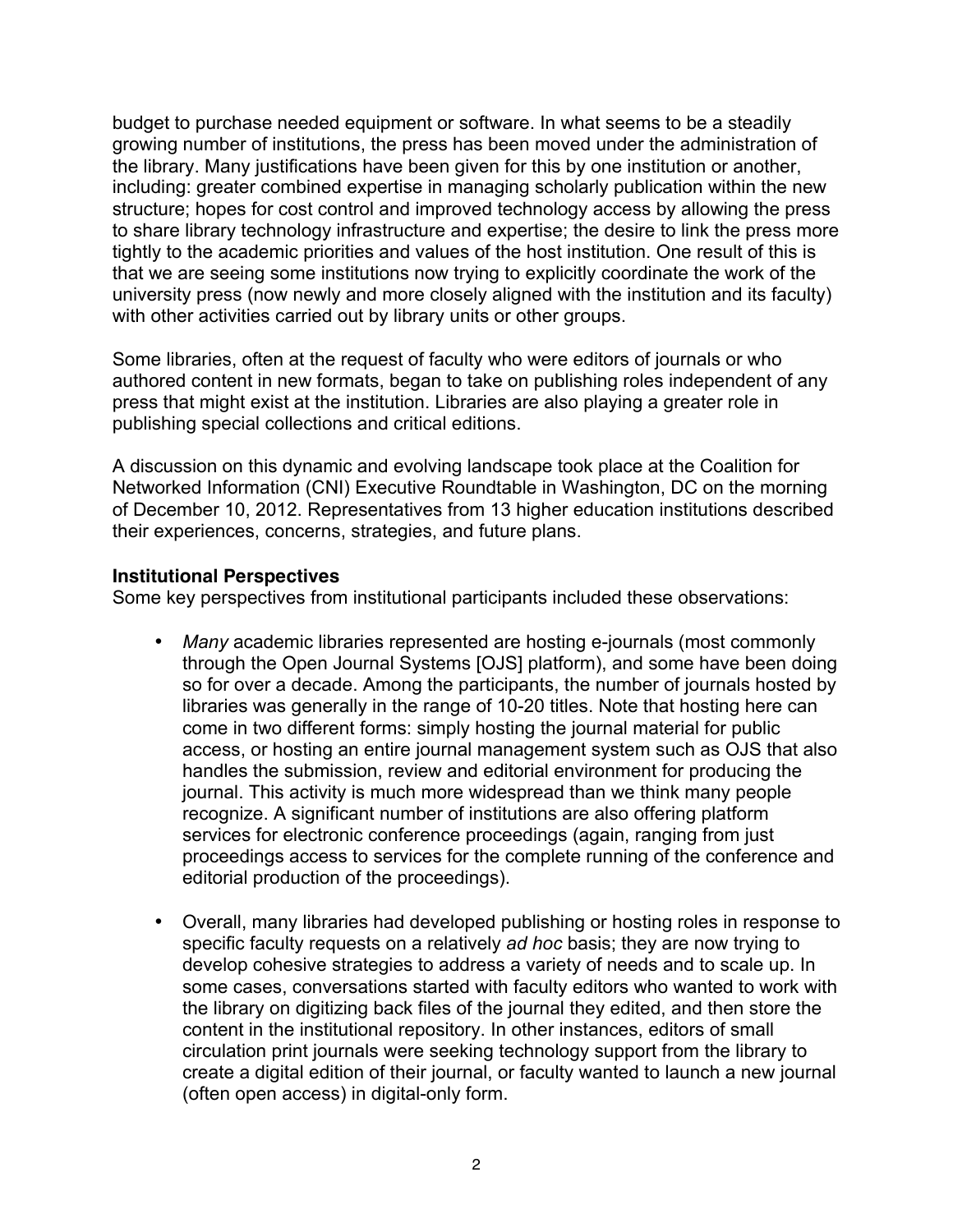budget to purchase needed equipment or software. In what seems to be a steadily growing number of institutions, the press has been moved under the administration of the library. Many justifications have been given for this by one institution or another, including: greater combined expertise in managing scholarly publication within the new structure; hopes for cost control and improved technology access by allowing the press to share library technology infrastructure and expertise; the desire to link the press more tightly to the academic priorities and values of the host institution. One result of this is that we are seeing some institutions now trying to explicitly coordinate the work of the university press (now newly and more closely aligned with the institution and its faculty) with other activities carried out by library units or other groups.

Some libraries, often at the request of faculty who were editors of journals or who authored content in new formats, began to take on publishing roles independent of any press that might exist at the institution. Libraries are also playing a greater role in publishing special collections and critical editions.

A discussion on this dynamic and evolving landscape took place at the Coalition for Networked Information (CNI) Executive Roundtable in Washington, DC on the morning of December 10, 2012. Representatives from 13 higher education institutions described their experiences, concerns, strategies, and future plans.

**Institutional Perspectives**

Some key perspectives from institutional participants included these observations:

- *Many* academic libraries represented are hosting e-journals (most commonly through the Open Journal Systems [OJS] platform), and some have been doing so for over a decade. Among the participants, the number of journals hosted by libraries was generally in the range of 10-20 titles. Note that hosting here can come in two different forms: simply hosting the journal material for public access, or hosting an entire journal management system such as OJS that also handles the submission, review and editorial environment for producing the journal. This activity is much more widespread than we think many people recognize. A significant number of institutions are also offering platform services for electronic conference proceedings (again, ranging from just proceedings access to services for the complete running of the conference and editorial production of the proceedings).

- Overall, many libraries had developed publishing or hosting roles in response to specific faculty requests on a relatively *ad hoc* basis; they are now trying to develop cohesive strategies to address a variety of needs and to scale up. In some cases, conversations started with faculty editors who wanted to work with the library on digitizing back files of the journal they edited, and then store the content in the institutional repository. In other instances, editors of small circulation print journals were seeking technology support from the library to create a digital edition of their journal, or faculty wanted to launch a new journal (often open access) in digital-only form.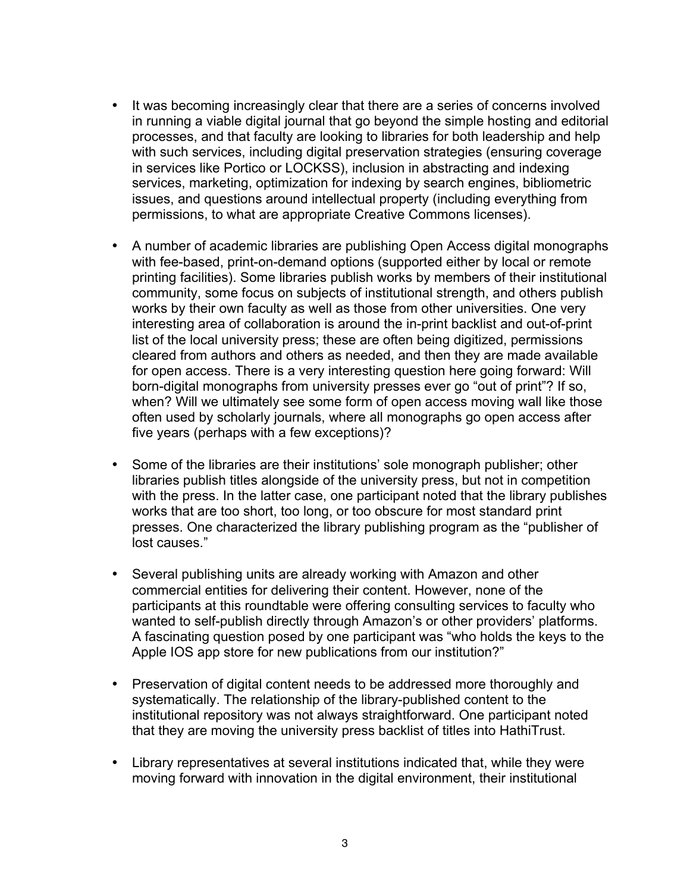- It was becoming increasingly clear that there are a series of concerns involved in running a viable digital journal that go beyond the simple hosting and editorial processes, and that faculty are looking to libraries for both leadership and help with such services, including digital preservation strategies (ensuring coverage in services like Portico or LOCKSS), inclusion in abstracting and indexing services, marketing, optimization for indexing by search engines, bibliometric issues, and questions around intellectual property (including everything from permissions, to what are appropriate Creative Commons licenses).

- A number of academic libraries are publishing Open Access digital monographs with fee-based, print-on-demand options (supported either by local or remote printing facilities). Some libraries publish works by members of their institutional community, some focus on subjects of institutional strength, and others publish works by their own faculty as well as those from other universities. One very interesting area of collaboration is around the in-print backlist and out-of-print list of the local university press; these are often being digitized, permissions cleared from authors and others as needed, and then they are made available for open access. There is a very interesting question here going forward: Will born-digital monographs from university presses ever go "out of print"? If so, when? Will we ultimately see some form of open access moving wall like those often used by scholarly journals, where all monographs go open access after five years (perhaps with a few exceptions)?

- Some of the libraries are their institutions' sole monograph publisher; other libraries publish titles alongside of the university press, but not in competition with the press. In the latter case, one participant noted that the library publishes works that are too short, too long, or too obscure for most standard print presses. One characterized the library publishing program as the "publisher of lost causes."

- Several publishing units are already working with Amazon and other commercial entities for delivering their content. However, none of the participants at this roundtable were offering consulting services to faculty who wanted to self-publish directly through Amazon's or other providers' platforms. A fascinating question posed by one participant was "who holds the keys to the Apple IOS app store for new publications from our institution?"

- Preservation of digital content needs to be addressed more thoroughly and systematically. The relationship of the library-published content to the institutional repository was not always straightforward. One participant noted that they are moving the university press backlist of titles into HathiTrust.

- Library representatives at several institutions indicated that, while they were moving forward with innovation in the digital environment, their institutional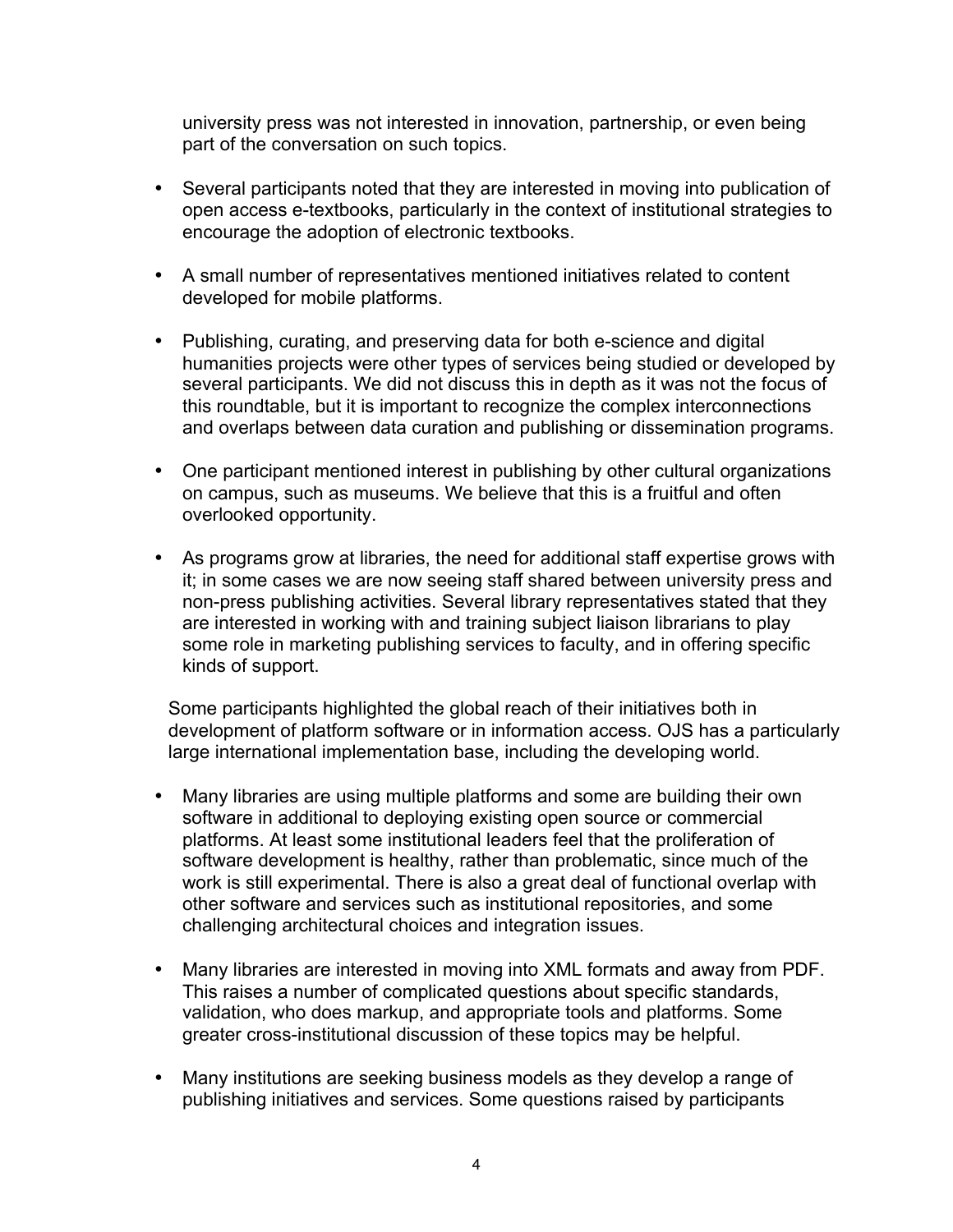university press was not interested in innovation, partnership, or even being part of the conversation on such topics.

- Several participants noted that they are interested in moving into publication of open access e-textbooks, particularly in the context of institutional strategies to encourage the adoption of electronic textbooks.

- A small number of representatives mentioned initiatives related to content developed for mobile platforms.

- Publishing, curating, and preserving data for both e-science and digital humanities projects were other types of services being studied or developed by several participants. We did not discuss this in depth as it was not the focus of this roundtable, but it is important to recognize the complex interconnections and overlaps between data curation and publishing or dissemination programs.

- One participant mentioned interest in publishing by other cultural organizations on campus, such as museums. We believe that this is a fruitful and often overlooked opportunity.

- As programs grow at libraries, the need for additional staff expertise grows with it; in some cases we are now seeing staff shared between university press and non-press publishing activities. Several library representatives stated that they are interested in working with and training subject liaison librarians to play some role in marketing publishing services to faculty, and in offering specific kinds of support.

Some participants highlighted the global reach of their initiatives both in development of platform software or in information access. OJS has a particularly large international implementation base, including the developing world.

- Many libraries are using multiple platforms and some are building their own software in additional to deploying existing open source or commercial platforms. At least some institutional leaders feel that the proliferation of software development is healthy, rather than problematic, since much of the work is still experimental. There is also a great deal of functional overlap with other software and services such as institutional repositories, and some challenging architectural choices and integration issues.

- Many libraries are interested in moving into XML formats and away from PDF. This raises a number of complicated questions about specific standards, validation, who does markup, and appropriate tools and platforms. Some greater cross-institutional discussion of these topics may be helpful.

- Many institutions are seeking business models as they develop a range of publishing initiatives and services. Some questions raised by participants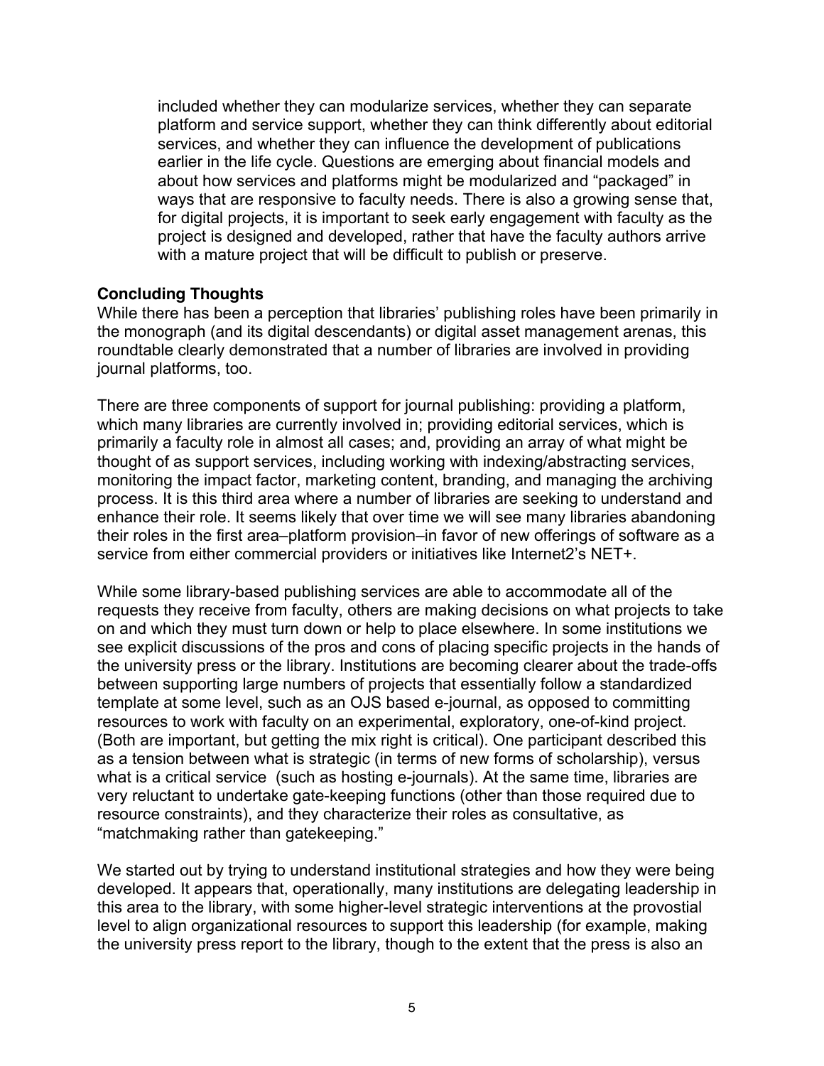included whether they can modularize services, whether they can separate platform and service support, whether they can think differently about editorial services, and whether they can influence the development of publications earlier in the life cycle. Questions are emerging about financial models and about how services and platforms might be modularized and "packaged" in ways that are responsive to faculty needs. There is also a growing sense that, for digital projects, it is important to seek early engagement with faculty as the project is designed and developed, rather that have the faculty authors arrive with a mature project that will be difficult to publish or preserve.

### Concluding Thoughts

While there has been a perception that libraries' publishing roles have been primarily in the monograph (and its digital descendants) or digital asset management arenas, this roundtable clearly demonstrated that a number of libraries are involved in providing journal platforms, too.

There are three components of support for journal publishing: providing a platform, which many libraries are currently involved in; providing editorial services, which is primarily a faculty role in almost all cases; and, providing an array of what might be thought of as support services, including working with indexing/abstracting services, monitoring the impact factor, marketing content, branding, and managing the archiving process. It is this third area where a number of libraries are seeking to understand and enhance their role. It seems likely that over time we will see many libraries abandoning their roles in the first area–platform provision–in favor of new offerings of software as a service from either commercial providers or initiatives like Internet2's NET+.

While some library-based publishing services are able to accommodate all of the requests they receive from faculty, others are making decisions on what projects to take on and which they must turn down or help to place elsewhere. In some institutions we see explicit discussions of the pros and cons of placing specific projects in the hands of the university press or the library. Institutions are becoming clearer about the trade-offs between supporting large numbers of projects that essentially follow a standardized template at some level, such as an OJS based e-journal, as opposed to committing resources to work with faculty on an experimental, exploratory, one-of-kind project. (Both are important, but getting the mix right is critical). One participant described this as a tension between what is strategic (in terms of new forms of scholarship), versus what is a critical service (such as hosting e-journals). At the same time, libraries are very reluctant to undertake gate-keeping functions (other than those required due to resource constraints), and they characterize their roles as consultative, as "matchmaking rather than gatekeeping."

We started out by trying to understand institutional strategies and how they were being developed. It appears that, operationally, many institutions are delegating leadership in this area to the library, with some higher-level strategic interventions at the provostial level to align organizational resources to support this leadership (for example, making the university press report to the library, though to the extent that the press is also an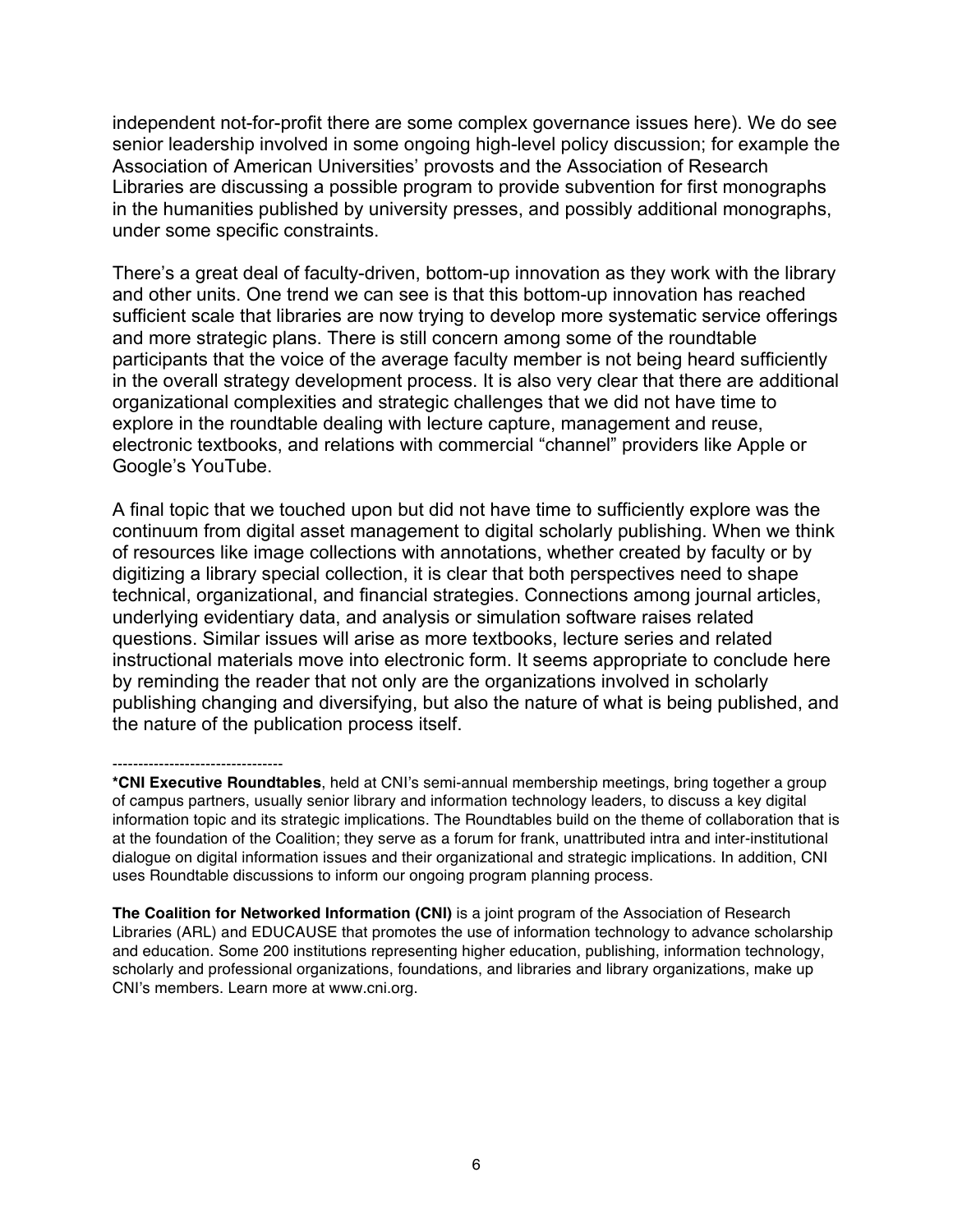independent not-for-profit there are some complex governance issues here). We do see senior leadership involved in some ongoing high-level policy discussion; for example the Association of American Universities' provosts and the Association of Research Libraries are discussing a possible program to provide subvention for first monographs in the humanities published by university presses, and possibly additional monographs, under some specific constraints.

There's a great deal of faculty-driven, bottom-up innovation as they work with the library and other units. One trend we can see is that this bottom-up innovation has reached sufficient scale that libraries are now trying to develop more systematic service offerings and more strategic plans. There is still concern among some of the roundtable participants that the voice of the average faculty member is not being heard sufficiently in the overall strategy development process. It is also very clear that there are additional organizational complexities and strategic challenges that we did not have time to explore in the roundtable dealing with lecture capture, management and reuse, electronic textbooks, and relations with commercial "channel" providers like Apple or Google's YouTube.

A final topic that we touched upon but did not have time to sufficiently explore was the continuum from digital asset management to digital scholarly publishing. When we think of resources like image collections with annotations, whether created by faculty or by digitizing a library special collection, it is clear that both perspectives need to shape technical, organizational, and financial strategies. Connections among journal articles, underlying evidentiary data, and analysis or simulation software raises related questions. Similar issues will arise as more textbooks, lecture series and related instructional materials move into electronic form. It seems appropriate to conclude here by reminding the reader that not only are the organizations involved in scholarly publishing changing and diversifying, but also the nature of what is being published, and the nature of the publication process itself.

---------------------------------

**\*CNI Executive Roundtables**, held at CNI's semi-annual membership meetings, bring together a group of campus partners, usually senior library and information technology leaders, to discuss a key digital information topic and its strategic implications. The Roundtables build on the theme of collaboration that is at the foundation of the Coalition; they serve as a forum for frank, unattributed intra and inter-institutional dialogue on digital information issues and their organizational and strategic implications. In addition, CNI uses Roundtable discussions to inform our ongoing program planning process.

**The Coalition for Networked Information (CNI)** is a joint program of the Association of Research Libraries (ARL) and EDUCAUSE that promotes the use of information technology to advance scholarship and education. Some 200 institutions representing higher education, publishing, information technology, scholarly and professional organizations, foundations, and libraries and library organizations, make up CNI's members. Learn more at www.cni.org.